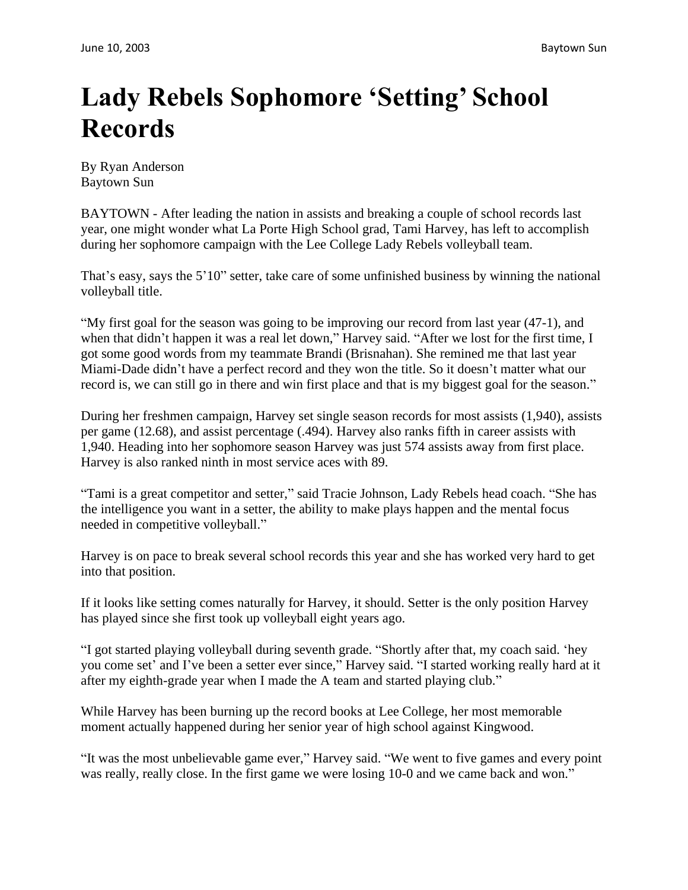# Lady Rebels Sophomore 'Setting' School Records

By Ryan Anderson
Baytown Sun

BAYTOWN - After leading the nation in assists and breaking a couple of school records last year, one might wonder what La Porte High School grad, Tami Harvey, has left to accomplish during her sophomore campaign with the Lee College Lady Rebels volleyball team.

That's easy, says the 5'10" setter, take care of some unfinished business by winning the national volleyball title.

"My first goal for the season was going to be improving our record from last year (47-1), and when that didn't happen it was a real let down," Harvey said. "After we lost for the first time, I got some good words from my teammate Brandi (Brisnahan). She remined me that last year Miami-Dade didn't have a perfect record and they won the title. So it doesn't matter what our record is, we can still go in there and win first place and that is my biggest goal for the season."

During her freshmen campaign, Harvey set single season records for most assists (1,940), assists per game (12.68), and assist percentage (.494). Harvey also ranks fifth in career assists with 1,940. Heading into her sophomore season Harvey was just 574 assists away from first place. Harvey is also ranked ninth in most service aces with 89.

"Tami is a great competitor and setter," said Tracie Johnson, Lady Rebels head coach. "She has the intelligence you want in a setter, the ability to make plays happen and the mental focus needed in competitive volleyball."

Harvey is on pace to break several school records this year and she has worked very hard to get into that position.

If it looks like setting comes naturally for Harvey, it should. Setter is the only position Harvey has played since she first took up volleyball eight years ago.

"I got started playing volleyball during seventh grade. "Shortly after that, my coach said. 'hey you come set' and I've been a setter ever since," Harvey said. "I started working really hard at it after my eighth-grade year when I made the A team and started playing club."

While Harvey has been burning up the record books at Lee College, her most memorable moment actually happened during her senior year of high school against Kingwood.

"It was the most unbelievable game ever," Harvey said. "We went to five games and every point was really, really close. In the first game we were losing 10-0 and we came back and won."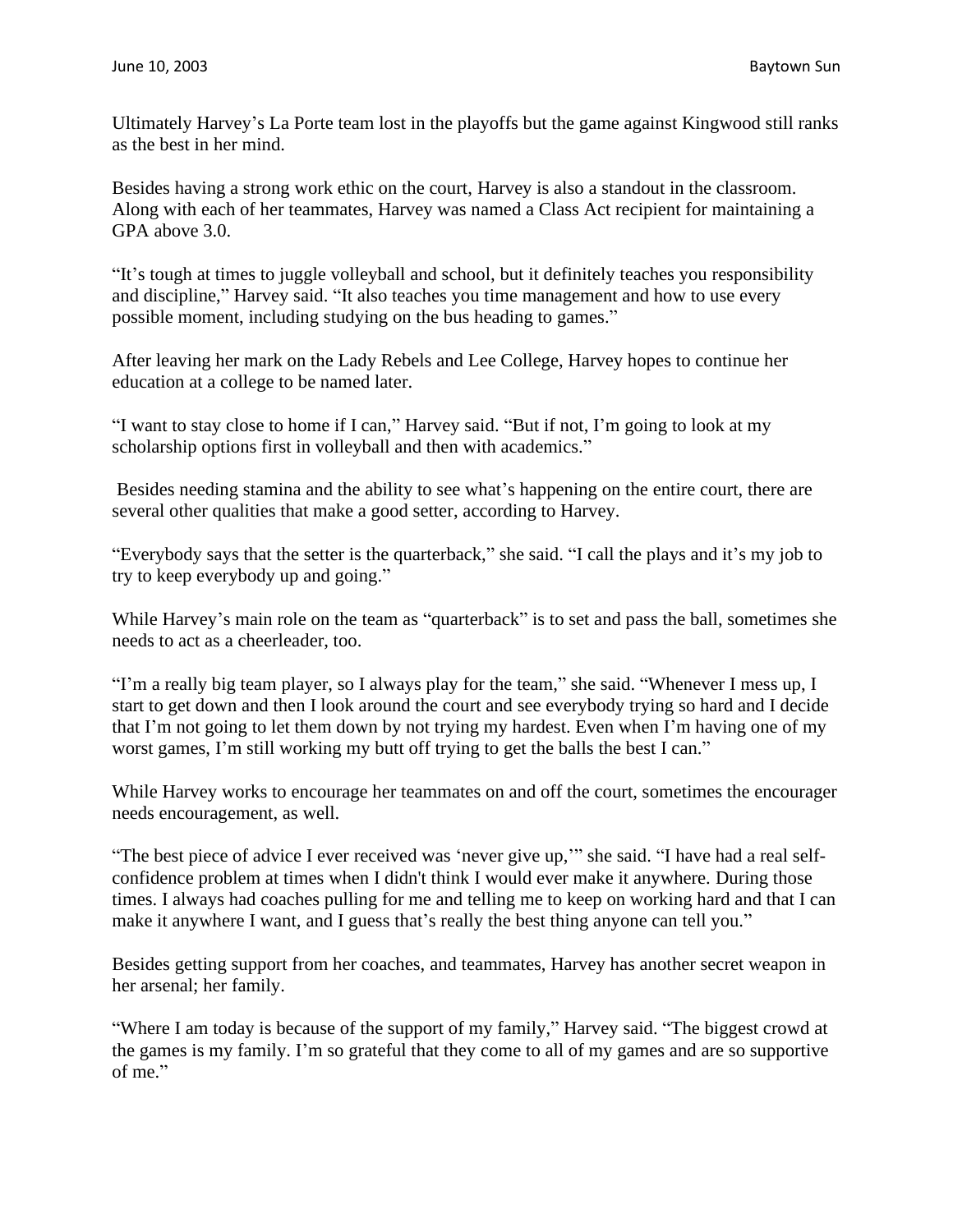Ultimately Harvey's La Porte team lost in the playoffs but the game against Kingwood still ranks as the best in her mind.

Besides having a strong work ethic on the court, Harvey is also a standout in the classroom. Along with each of her teammates, Harvey was named a Class Act recipient for maintaining a GPA above 3.0.

"It's tough at times to juggle volleyball and school, but it definitely teaches you responsibility and discipline," Harvey said. "It also teaches you time management and how to use every possible moment, including studying on the bus heading to games."

After leaving her mark on the Lady Rebels and Lee College, Harvey hopes to continue her education at a college to be named later.

"I want to stay close to home if I can," Harvey said. "But if not, I'm going to look at my scholarship options first in volleyball and then with academics."

Besides needing stamina and the ability to see what's happening on the entire court, there are several other qualities that make a good setter, according to Harvey.

"Everybody says that the setter is the quarterback," she said. "I call the plays and it's my job to try to keep everybody up and going."

While Harvey's main role on the team as "quarterback" is to set and pass the ball, sometimes she needs to act as a cheerleader, too.

"I'm a really big team player, so I always play for the team," she said. "Whenever I mess up, I start to get down and then I look around the court and see everybody trying so hard and I decide that I'm not going to let them down by not trying my hardest. Even when I'm having one of my worst games, I'm still working my butt off trying to get the balls the best I can."

While Harvey works to encourage her teammates on and off the court, sometimes the encourager needs encouragement, as well.

"The best piece of advice I ever received was 'never give up,'" she said. "I have had a real self-confidence problem at times when I didn't think I would ever make it anywhere. During those times. I always had coaches pulling for me and telling me to keep on working hard and that I can make it anywhere I want, and I guess that's really the best thing anyone can tell you."

Besides getting support from her coaches, and teammates, Harvey has another secret weapon in her arsenal; her family.

"Where I am today is because of the support of my family," Harvey said. "The biggest crowd at the games is my family. I'm so grateful that they come to all of my games and are so supportive of me."